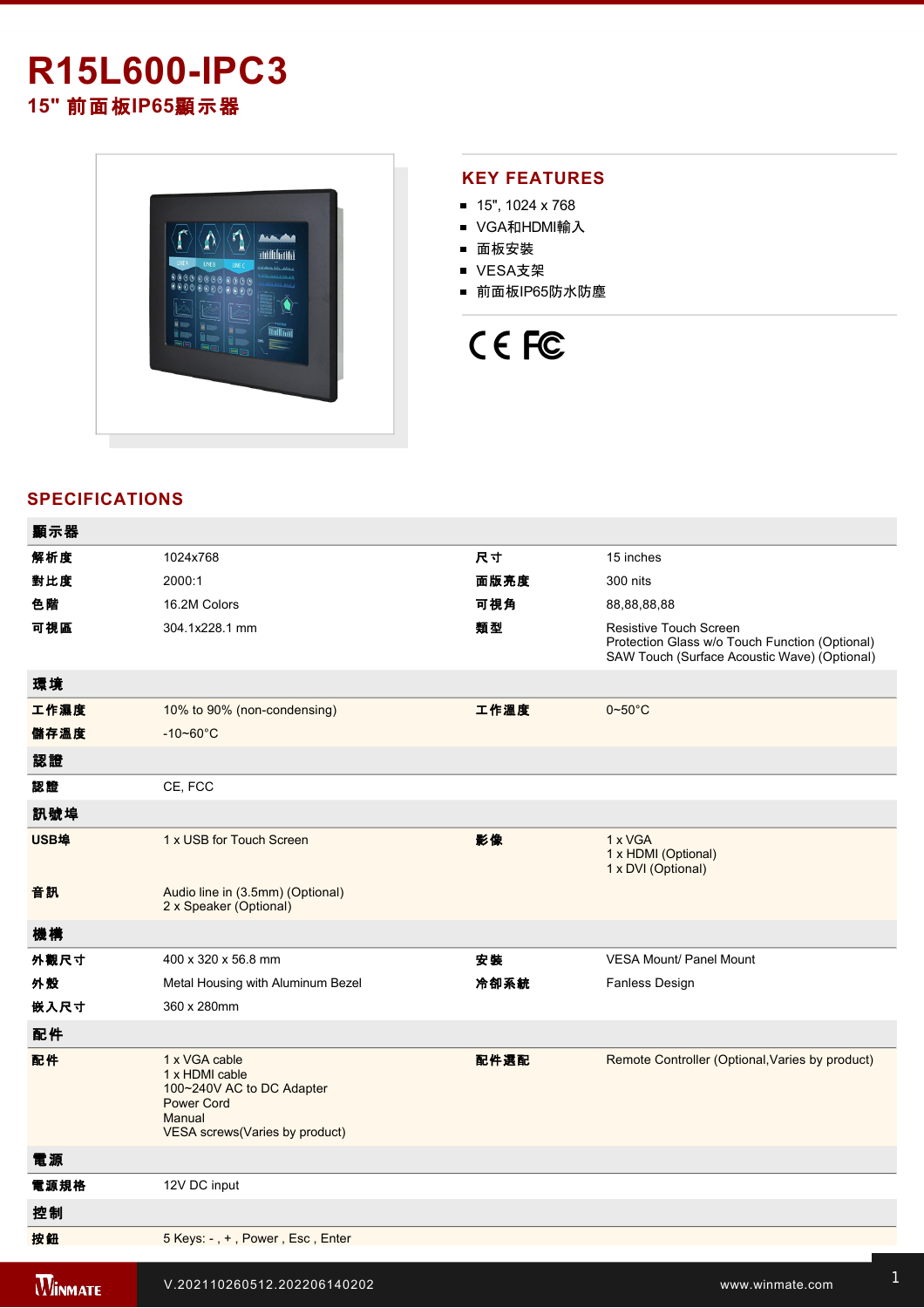# R15L600-IPC3

## 15" 前面板IP65顯示器

## KEY FEATURES

- 15", 1024 x 768
- VGA和HDMI輸入
- 面板安裝
- VESA支架
- 前面板IP65防水防塵

## SPECIFICATIONS

| 顯示器 | | | |
|---|---|---|---|
| 解析度 | 1024x768 | 尺寸 | 15 inches |
| 對比度 | 2000:1 | 面版亮度 | 300 nits |
| 色階 | 16.2M Colors | 可視角 | 88,88,88,88 |
| 可視區 | 304.1x228.1 mm | 類型 | Resistive Touch Screen<br>Protection Glass w/o Touch Function (Optional)<br>SAW Touch (Surface Acoustic Wave) (Optional) |
| **環境** | | | |
| 工作濕度 | 10% to 90% (non-condensing) | 工作溫度 | 0~50°C |
| 儲存溫度 | -10~60°C | | |
| **認證** | | | |
| 認證 | CE, FCC | | |
| **訊號埠** | | | |
| USB埠 | 1 x USB for Touch Screen | 影像 | 1 x VGA<br>1 x HDMI (Optional)<br>1 x DVI (Optional) |
| 音訊 | Audio line in (3.5mm) (Optional)<br>2 x Speaker (Optional) | | |
| **機構** | | | |
| 外觀尺寸 | 400 x 320 x 56.8 mm | 安裝 | VESA Mount/ Panel Mount |
| 外殼 | Metal Housing with Aluminum Bezel | 冷卻系統 | Fanless Design |
| 嵌入尺寸 | 360 x 280mm | | |
| **配件** | | | |
| 配件 | 1 x VGA cable<br>1 x HDMI cable<br>100~240V AC to DC Adapter<br>Power Cord<br>Manual<br>VESA screws(Varies by product) | 配件選配 | Remote Controller (Optional,Varies by product) |
| **電源** | | | |
| 電源規格 | 12V DC input | | |
| **控制** | | | |
| 按鈕 | 5 Keys: - , + , Power , Esc , Enter | | |

V.202110260512.202206140202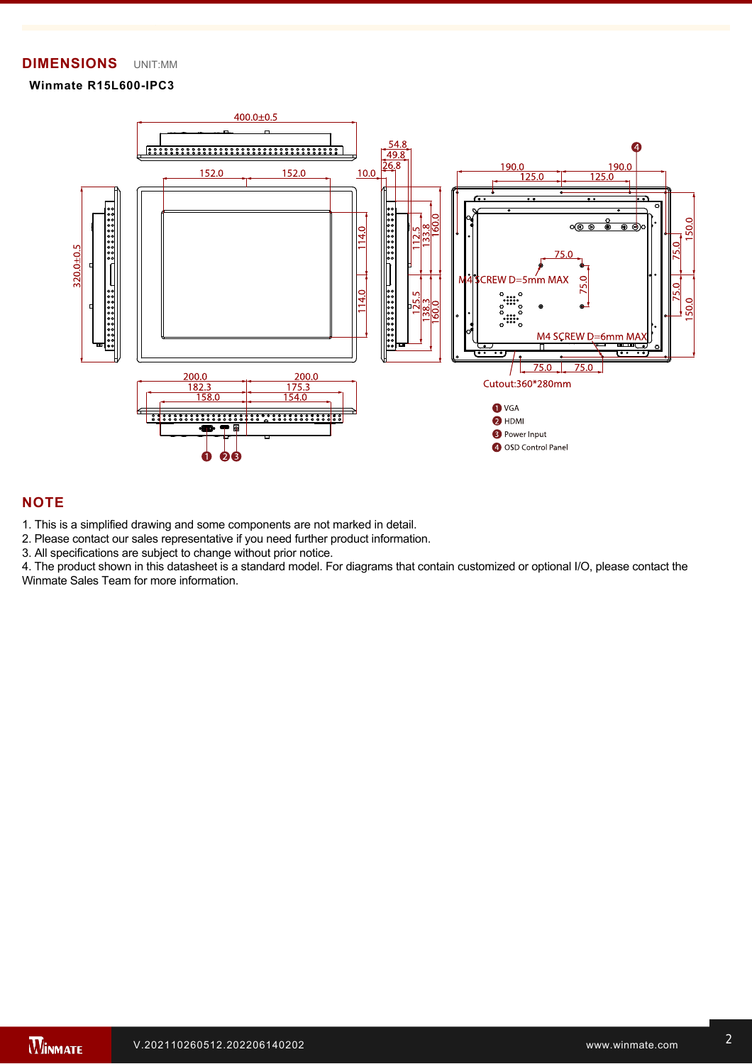## DIMENSIONS UNIT:MM

**Winmate R15L600-IPC3**

400.0±0.5

152.0 152.0

10.0

54.8
49.8
26.8

190.0 190.0
125.0 125.0

320.0±0.5

114.0
114.0

112.5
133.8
160.0
125.5
138.3
160.0

75.0
M4 SCREW D=5mm MAX
75.0

150.0
75.0
75.0
150.0

M4 SCREW D=6mm MAX

75.0 75.0

Cutout:360*280mm

200.0 200.0
182.3 175.3
158.0 154.0

❶ VGA
❷ HDMI
❸ Power Input
❹ OSD Control Panel

## NOTE

1. This is a simplified drawing and some components are not marked in detail.
2. Please contact our sales representative if you need further product information.
3. All specifications are subject to change without prior notice.
4. The product shown in this datasheet is a standard model. For diagrams that contain customized or optional I/O, please contact the Winmate Sales Team for more information.